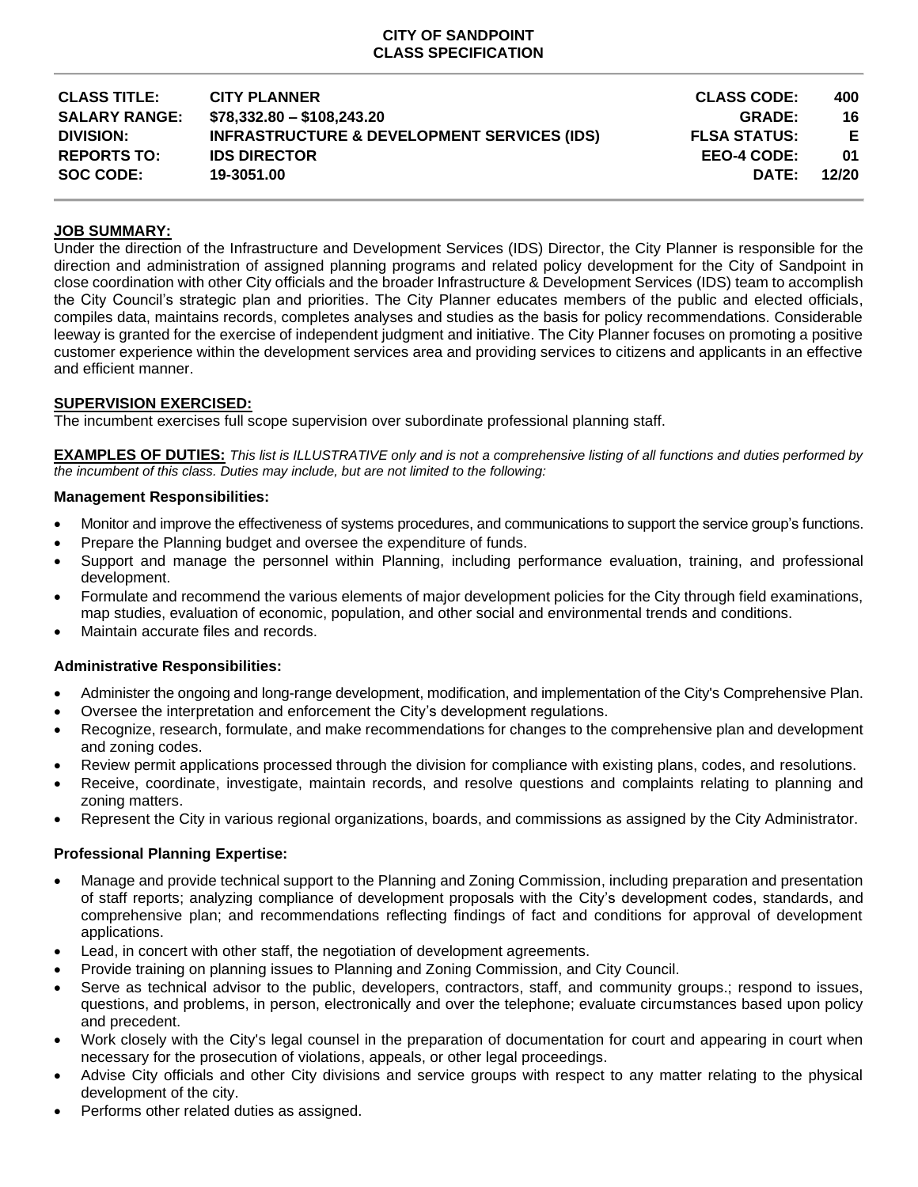**CITY OF SANDPOINT**
**CLASS SPECIFICATION**

| | | | |
|---|---|---|---|
| **CLASS TITLE:** | **CITY PLANNER** | **CLASS CODE:** | **400** |
| **SALARY RANGE:** | **$78,332.80 – $108,243.20** | **GRADE:** | **16** |
| **DIVISION:** | **INFRASTRUCTURE & DEVELOPMENT SERVICES (IDS)** | **FLSA STATUS:** | **E** |
| **REPORTS TO:** | **IDS DIRECTOR** | **EEO-4 CODE:** | **01** |
| **SOC CODE:** | **19-3051.00** | **DATE:** | **12/20** |

**JOB SUMMARY:**

Under the direction of the Infrastructure and Development Services (IDS) Director, the City Planner is responsible for the direction and administration of assigned planning programs and related policy development for the City of Sandpoint in close coordination with other City officials and the broader Infrastructure & Development Services (IDS) team to accomplish the City Council's strategic plan and priorities. The City Planner educates members of the public and elected officials, compiles data, maintains records, completes analyses and studies as the basis for policy recommendations. Considerable leeway is granted for the exercise of independent judgment and initiative. The City Planner focuses on promoting a positive customer experience within the development services area and providing services to citizens and applicants in an effective and efficient manner.

**SUPERVISION EXERCISED:**

The incumbent exercises full scope supervision over subordinate professional planning staff.

**EXAMPLES OF DUTIES:** *This list is ILLUSTRATIVE only and is not a comprehensive listing of all functions and duties performed by the incumbent of this class. Duties may include, but are not limited to the following:*

**Management Responsibilities:**

- Monitor and improve the effectiveness of systems procedures, and communications to support the service group's functions.
- Prepare the Planning budget and oversee the expenditure of funds.
- Support and manage the personnel within Planning, including performance evaluation, training, and professional development.
- Formulate and recommend the various elements of major development policies for the City through field examinations, map studies, evaluation of economic, population, and other social and environmental trends and conditions.
- Maintain accurate files and records.

**Administrative Responsibilities:**

- Administer the ongoing and long-range development, modification, and implementation of the City's Comprehensive Plan.
- Oversee the interpretation and enforcement the City's development regulations.
- Recognize, research, formulate, and make recommendations for changes to the comprehensive plan and development and zoning codes.
- Review permit applications processed through the division for compliance with existing plans, codes, and resolutions.
- Receive, coordinate, investigate, maintain records, and resolve questions and complaints relating to planning and zoning matters.
- Represent the City in various regional organizations, boards, and commissions as assigned by the City Administrator.

**Professional Planning Expertise:**

- Manage and provide technical support to the Planning and Zoning Commission, including preparation and presentation of staff reports; analyzing compliance of development proposals with the City's development codes, standards, and comprehensive plan; and recommendations reflecting findings of fact and conditions for approval of development applications.
- Lead, in concert with other staff, the negotiation of development agreements.
- Provide training on planning issues to Planning and Zoning Commission, and City Council.
- Serve as technical advisor to the public, developers, contractors, staff, and community groups.; respond to issues, questions, and problems, in person, electronically and over the telephone; evaluate circumstances based upon policy and precedent.
- Work closely with the City's legal counsel in the preparation of documentation for court and appearing in court when necessary for the prosecution of violations, appeals, or other legal proceedings.
- Advise City officials and other City divisions and service groups with respect to any matter relating to the physical development of the city.
- Performs other related duties as assigned.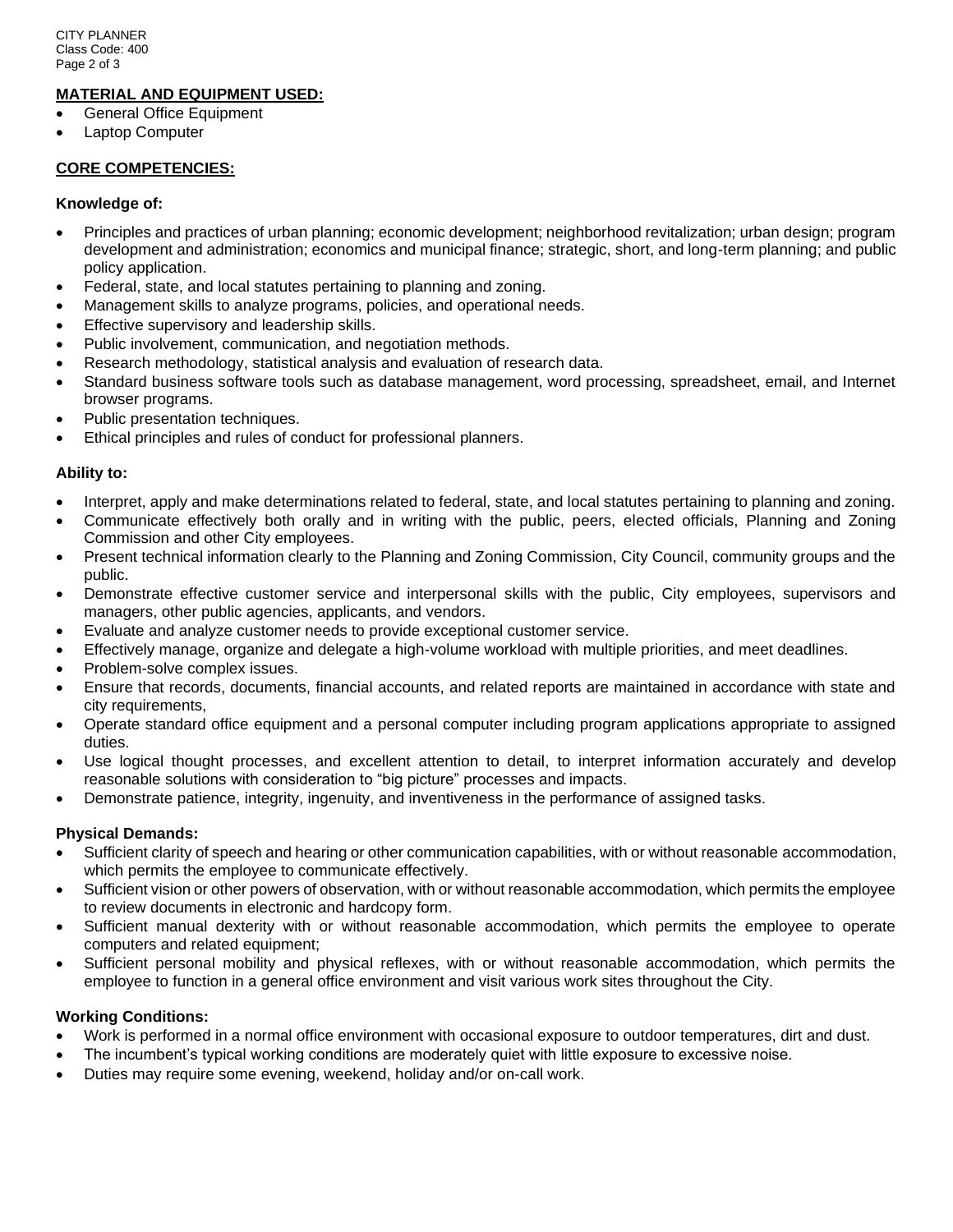## MATERIAL AND EQUIPMENT USED:

- General Office Equipment
- Laptop Computer

## CORE COMPETENCIES:

### Knowledge of:

- Principles and practices of urban planning; economic development; neighborhood revitalization; urban design; program development and administration; economics and municipal finance; strategic, short, and long-term planning; and public policy application.
- Federal, state, and local statutes pertaining to planning and zoning.
- Management skills to analyze programs, policies, and operational needs.
- Effective supervisory and leadership skills.
- Public involvement, communication, and negotiation methods.
- Research methodology, statistical analysis and evaluation of research data.
- Standard business software tools such as database management, word processing, spreadsheet, email, and Internet browser programs.
- Public presentation techniques.
- Ethical principles and rules of conduct for professional planners.

### Ability to:

- Interpret, apply and make determinations related to federal, state, and local statutes pertaining to planning and zoning.
- Communicate effectively both orally and in writing with the public, peers, elected officials, Planning and Zoning Commission and other City employees.
- Present technical information clearly to the Planning and Zoning Commission, City Council, community groups and the public.
- Demonstrate effective customer service and interpersonal skills with the public, City employees, supervisors and managers, other public agencies, applicants, and vendors.
- Evaluate and analyze customer needs to provide exceptional customer service.
- Effectively manage, organize and delegate a high-volume workload with multiple priorities, and meet deadlines.
- Problem-solve complex issues.
- Ensure that records, documents, financial accounts, and related reports are maintained in accordance with state and city requirements,
- Operate standard office equipment and a personal computer including program applications appropriate to assigned duties.
- Use logical thought processes, and excellent attention to detail, to interpret information accurately and develop reasonable solutions with consideration to "big picture" processes and impacts.
- Demonstrate patience, integrity, ingenuity, and inventiveness in the performance of assigned tasks.

### Physical Demands:

- Sufficient clarity of speech and hearing or other communication capabilities, with or without reasonable accommodation, which permits the employee to communicate effectively.
- Sufficient vision or other powers of observation, with or without reasonable accommodation, which permits the employee to review documents in electronic and hardcopy form.
- Sufficient manual dexterity with or without reasonable accommodation, which permits the employee to operate computers and related equipment;
- Sufficient personal mobility and physical reflexes, with or without reasonable accommodation, which permits the employee to function in a general office environment and visit various work sites throughout the City.

### Working Conditions:

- Work is performed in a normal office environment with occasional exposure to outdoor temperatures, dirt and dust.
- The incumbent's typical working conditions are moderately quiet with little exposure to excessive noise.
- Duties may require some evening, weekend, holiday and/or on-call work.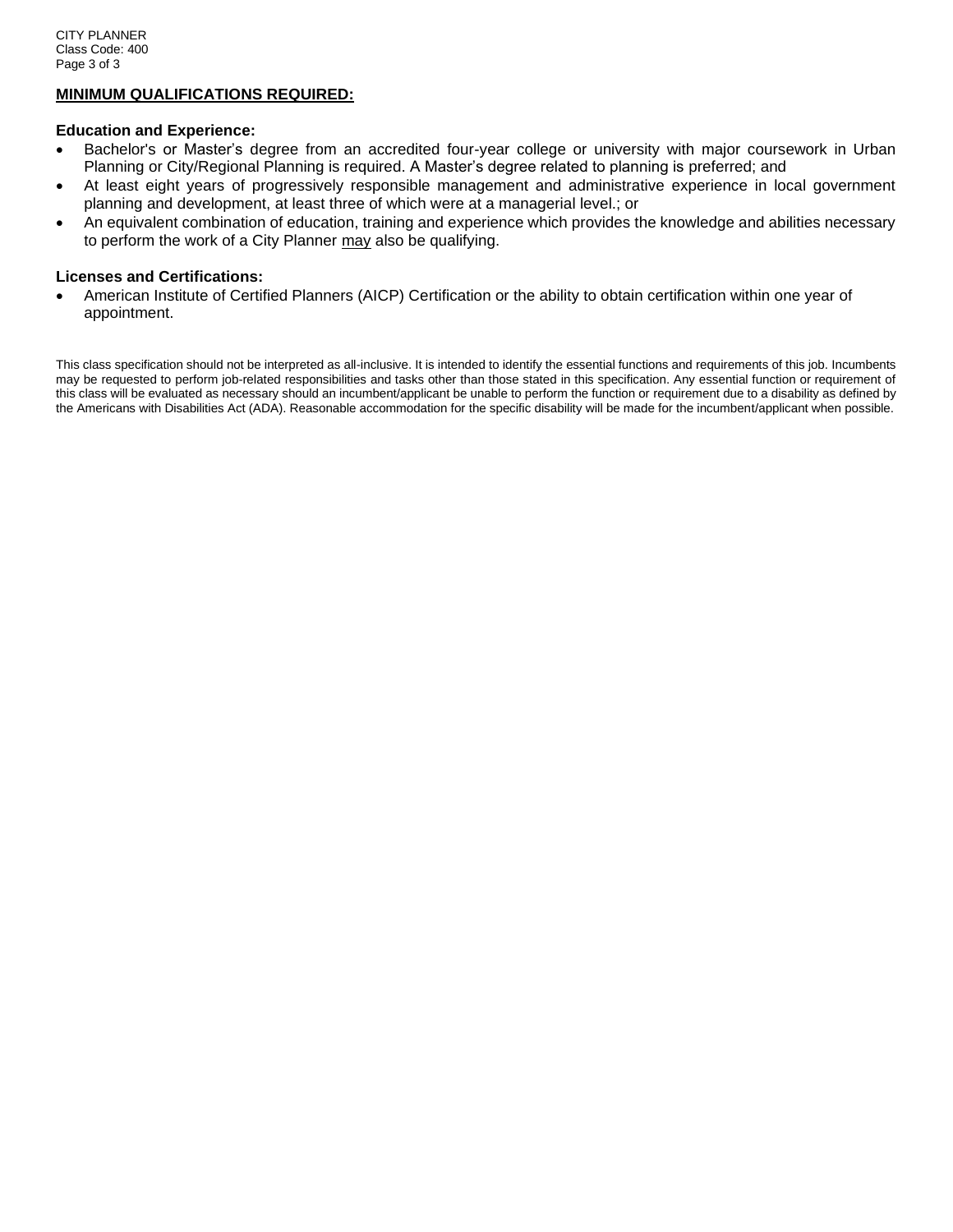## MINIMUM QUALIFICATIONS REQUIRED:

### Education and Experience:

- Bachelor's or Master's degree from an accredited four-year college or university with major coursework in Urban Planning or City/Regional Planning is required. A Master's degree related to planning is preferred; and
- At least eight years of progressively responsible management and administrative experience in local government planning and development, at least three of which were at a managerial level.; or
- An equivalent combination of education, training and experience which provides the knowledge and abilities necessary to perform the work of a City Planner may also be qualifying.

### Licenses and Certifications:

- American Institute of Certified Planners (AICP) Certification or the ability to obtain certification within one year of appointment.

This class specification should not be interpreted as all-inclusive. It is intended to identify the essential functions and requirements of this job. Incumbents may be requested to perform job-related responsibilities and tasks other than those stated in this specification. Any essential function or requirement of this class will be evaluated as necessary should an incumbent/applicant be unable to perform the function or requirement due to a disability as defined by the Americans with Disabilities Act (ADA). Reasonable accommodation for the specific disability will be made for the incumbent/applicant when possible.